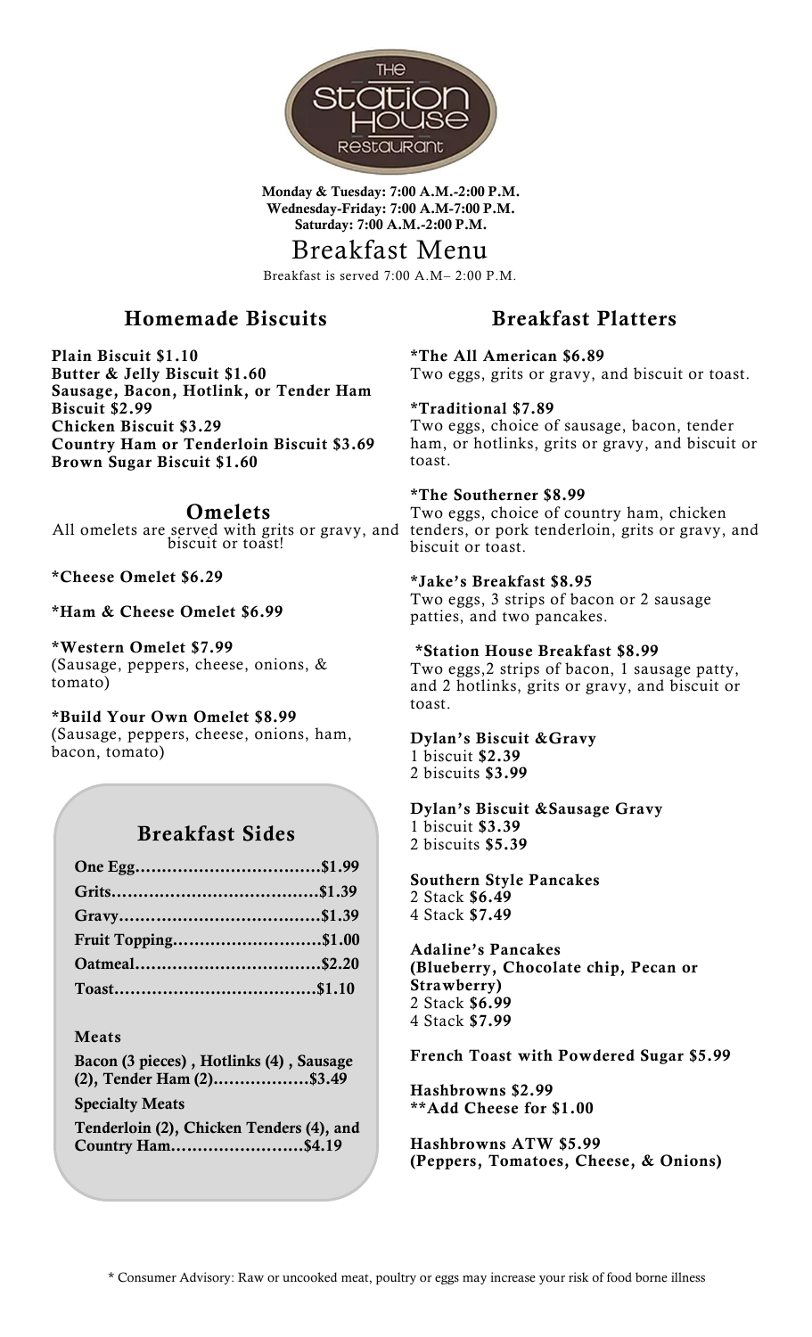# The Station House Restaurant

**Monday & Tuesday: 7:00 A.M.-2:00 P.M.**
**Wednesday-Friday: 7:00 A.M-7:00 P.M.**
**Saturday: 7:00 A.M.-2:00 P.M.**

# Breakfast Menu

Breakfast is served 7:00 A.M– 2:00 P.M.

## Homemade Biscuits

**Plain Biscuit $1.10**
**Butter & Jelly Biscuit $1.60**
**Sausage, Bacon, Hotlink, or Tender Ham Biscuit $2.99**
**Chicken Biscuit $3.29**
**Country Ham or Tenderloin Biscuit $3.69**
**Brown Sugar Biscuit $1.60**

## Omelets

All omelets are served with grits or gravy, and biscuit or toast!

**\*Cheese Omelet $6.29**

**\*Ham & Cheese Omelet $6.99**

**\*Western Omelet $7.99**
(Sausage, peppers, cheese, onions, & tomato)

**\*Build Your Own Omelet $8.99**
(Sausage, peppers, cheese, onions, ham, bacon, tomato)

## Breakfast Sides

| Item | Price |
|---|---|
| **One Egg** | **$1.99** |
| **Grits** | **$1.39** |
| **Gravy** | **$1.39** |
| **Fruit Topping** | **$1.00** |
| **Oatmeal** | **$2.20** |
| **Toast** | **$1.10** |

### Meats

**Bacon (3 pieces) , Hotlinks (4) , Sausage (2), Tender Ham (2)……………….$3.49**

**Specialty Meats**

**Tenderloin (2), Chicken Tenders (4), and Country Ham…………………….$4.19**

## Breakfast Platters

**\*The All American $6.89**
Two eggs, grits or gravy, and biscuit or toast.

**\*Traditional $7.89**
Two eggs, choice of sausage, bacon, tender ham, or hotlinks, grits or gravy, and biscuit or toast.

**\*The Southerner $8.99**
Two eggs, choice of country ham, chicken tenders, or pork tenderloin, grits or gravy, and biscuit or toast.

**\*Jake's Breakfast $8.95**
Two eggs, 3 strips of bacon or 2 sausage patties, and two pancakes.

**\*Station House Breakfast $8.99**
Two eggs,2 strips of bacon, 1 sausage patty, and 2 hotlinks, grits or gravy, and biscuit or toast.

**Dylan's Biscuit &Gravy**
1 biscuit **$2.39**
2 biscuits **$3.99**

**Dylan's Biscuit &Sausage Gravy**
1 biscuit **$3.39**
2 biscuits **$5.39**

**Southern Style Pancakes**
2 Stack **$6.49**
4 Stack **$7.49**

**Adaline's Pancakes**
**(Blueberry, Chocolate chip, Pecan or Strawberry)**
2 Stack **$6.99**
4 Stack **$7.99**

**French Toast with Powdered Sugar $5.99**

**Hashbrowns $2.99**
**\*\*Add Cheese for $1.00**

**Hashbrowns ATW $5.99**
**(Peppers, Tomatoes, Cheese, & Onions)**

\* Consumer Advisory: Raw or uncooked meat, poultry or eggs may increase your risk of food borne illness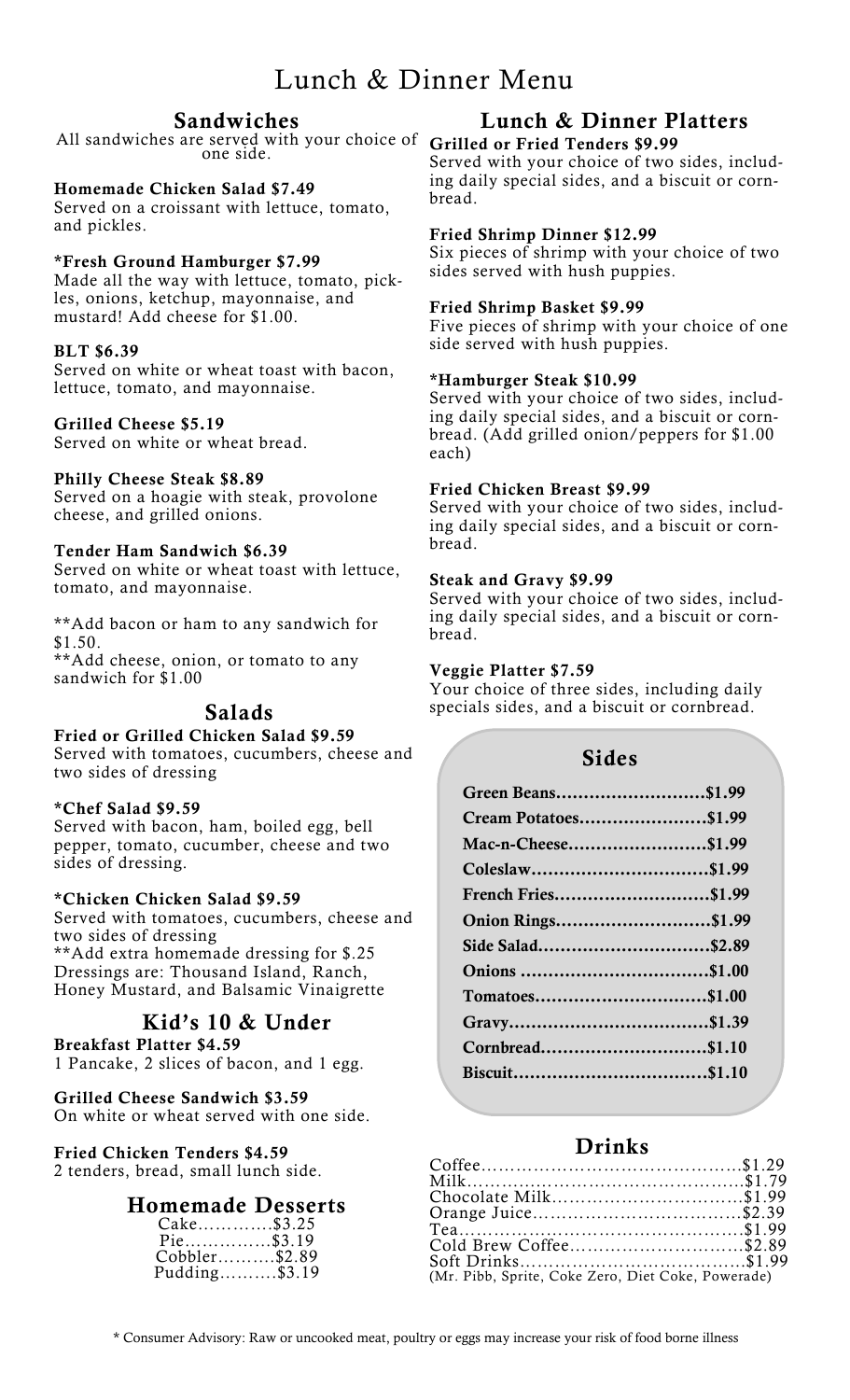# Lunch & Dinner Menu

## Sandwiches

All sandwiches are served with your choice of one side.

**Homemade Chicken Salad $7.49**
Served on a croissant with lettuce, tomato, and pickles.

***Fresh Ground Hamburger $7.99**
Made all the way with lettuce, tomato, pickles, onions, ketchup, mayonnaise, and mustard! Add cheese for $1.00.

**BLT $6.39**
Served on white or wheat toast with bacon, lettuce, tomato, and mayonnaise.

**Grilled Cheese $5.19**
Served on white or wheat bread.

**Philly Cheese Steak $8.89**
Served on a hoagie with steak, provolone cheese, and grilled onions.

**Tender Ham Sandwich $6.39**
Served on white or wheat toast with lettuce, tomato, and mayonnaise.

**Add bacon or ham to any sandwich for $1.50.
**Add cheese, onion, or tomato to any sandwich for $1.00

## Salads

**Fried or Grilled Chicken Salad $9.59**
Served with tomatoes, cucumbers, cheese and two sides of dressing

***Chef Salad $9.59**
Served with bacon, ham, boiled egg, bell pepper, tomato, cucumber, cheese and two sides of dressing.

***Chicken Chicken Salad $9.59**
Served with tomatoes, cucumbers, cheese and two sides of dressing
**Add extra homemade dressing for $.25
Dressings are: Thousand Island, Ranch, Honey Mustard, and Balsamic Vinaigrette

## Kid's 10 & Under

**Breakfast Platter $4.59**
1 Pancake, 2 slices of bacon, and 1 egg.

**Grilled Cheese Sandwich $3.59**
On white or wheat served with one side.

**Fried Chicken Tenders $4.59**
2 tenders, bread, small lunch side.

## Homemade Desserts

Cake.............$3.25
Pie...............$3.19
Cobbler..........$2.89
Pudding..........$3.19

## Lunch & Dinner Platters

**Grilled or Fried Tenders $9.99**
Served with your choice of two sides, including daily special sides, and a biscuit or cornbread.

**Fried Shrimp Dinner $12.99**
Six pieces of shrimp with your choice of two sides served with hush puppies.

**Fried Shrimp Basket $9.99**
Five pieces of shrimp with your choice of one side served with hush puppies.

***Hamburger Steak $10.99**
Served with your choice of two sides, including daily special sides, and a biscuit or cornbread. (Add grilled onion/peppers for $1.00 each)

**Fried Chicken Breast $9.99**
Served with your choice of two sides, including daily special sides, and a biscuit or cornbread.

**Steak and Gravy $9.99**
Served with your choice of two sides, including daily special sides, and a biscuit or cornbread.

**Veggie Platter $7.59**
Your choice of three sides, including daily specials sides, and a biscuit or cornbread.

## Sides

**Green Beans...........................$1.99**
**Cream Potatoes.......................$1.99**
**Mac-n-Cheese.........................$1.99**
**Coleslaw................................$1.99**
**French Fries............................$1.99**
**Onion Rings............................$1.99**
**Side Salad...............................$2.89**
**Onions .................................$1.00**
**Tomatoes...............................$1.00**
**Gravy....................................$1.39**
**Cornbread..............................$1.10**
**Biscuit...................................$1.10**

## Drinks

Coffee............................................$1.29
Milk...............................................$1.79
Chocolate Milk.................................$1.99
Orange Juice....................................$2.39
Tea.................................................$1.99
Cold Brew Coffee..............................$2.89
Soft Drinks......................................$1.99
(Mr. Pibb, Sprite, Coke Zero, Diet Coke, Powerade)

* Consumer Advisory: Raw or uncooked meat, poultry or eggs may increase your risk of food borne illness